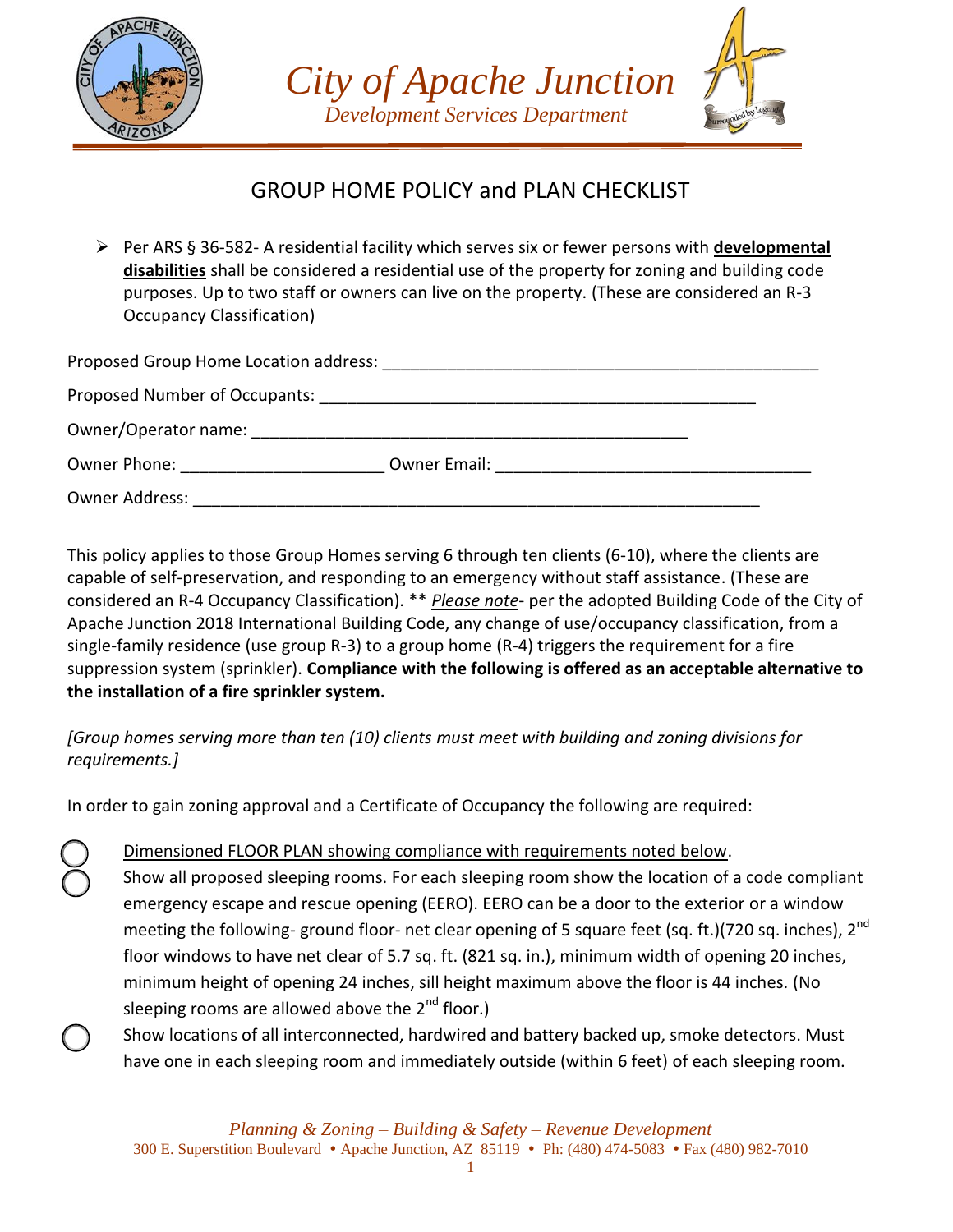# City of Apache Junction

*Development Services Department*

## GROUP HOME POLICY and PLAN CHECKLIST

- Per ARS § 36-582- A residential facility which serves six or fewer persons with **developmental disabilities** shall be considered a residential use of the property for zoning and building code purposes. Up to two staff or owners can live on the property. (These are considered an R-3 Occupancy Classification)

Proposed Group Home Location address: ______________________________________________

Proposed Number of Occupants: ______________________________________________

Owner/Operator name: ______________________________________________

Owner Phone: ______________________ Owner Email: ________________________________

Owner Address: ______________________________________________________________

This policy applies to those Group Homes serving 6 through ten clients (6-10), where the clients are capable of self-preservation, and responding to an emergency without staff assistance. (These are considered an R-4 Occupancy Classification). ** *Please note*- per the adopted Building Code of the City of Apache Junction 2018 International Building Code, any change of use/occupancy classification, from a single-family residence (use group R-3) to a group home (R-4) triggers the requirement for a fire suppression system (sprinkler). **Compliance with the following is offered as an acceptable alternative to the installation of a fire sprinkler system.**

*[Group homes serving more than ten (10) clients must meet with building and zoning divisions for requirements.]*

In order to gain zoning approval and a Certificate of Occupancy the following are required:

- ○ Dimensioned FLOOR PLAN showing compliance with requirements noted below.
- ○ Show all proposed sleeping rooms. For each sleeping room show the location of a code compliant emergency escape and rescue opening (EERO). EERO can be a door to the exterior or a window meeting the following- ground floor- net clear opening of 5 square feet (sq. ft.)(720 sq. inches), 2nd floor windows to have net clear of 5.7 sq. ft. (821 sq. in.), minimum width of opening 20 inches, minimum height of opening 24 inches, sill height maximum above the floor is 44 inches. (No sleeping rooms are allowed above the 2nd floor.)
- ○ Show locations of all interconnected, hardwired and battery backed up, smoke detectors. Must have one in each sleeping room and immediately outside (within 6 feet) of each sleeping room.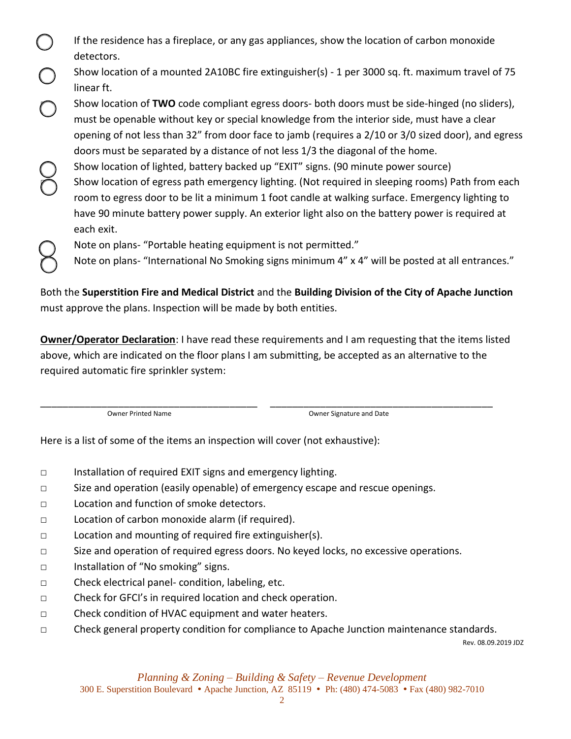- ◯ If the residence has a fireplace, or any gas appliances, show the location of carbon monoxide detectors.
- ◯ Show location of a mounted 2A10BC fire extinguisher(s) - 1 per 3000 sq. ft. maximum travel of 75 linear ft.
- ◯ Show location of **TWO** code compliant egress doors- both doors must be side-hinged (no sliders), must be openable without key or special knowledge from the interior side, must have a clear opening of not less than 32" from door face to jamb (requires a 2/10 or 3/0 sized door), and egress doors must be separated by a distance of not less 1/3 the diagonal of the home.
- ◯ Show location of lighted, battery backed up "EXIT" signs. (90 minute power source)
- ◯ Show location of egress path emergency lighting. (Not required in sleeping rooms) Path from each room to egress door to be lit a minimum 1 foot candle at walking surface. Emergency lighting to have 90 minute battery power supply. An exterior light also on the battery power is required at each exit.
- ◯ Note on plans- "Portable heating equipment is not permitted."
- ◯ Note on plans- "International No Smoking signs minimum 4" x 4" will be posted at all entrances."

Both the **Superstition Fire and Medical District** and the **Building Division of the City of Apache Junction** must approve the plans. Inspection will be made by both entities.

**Owner/Operator Declaration**: I have read these requirements and I am requesting that the items listed above, which are indicated on the floor plans I am submitting, be accepted as an alternative to the required automatic fire sprinkler system:

_________________________________________ _________________________________________

Owner Printed Name Owner Signature and Date

Here is a list of some of the items an inspection will cover (not exhaustive):

- □ Installation of required EXIT signs and emergency lighting.
- □ Size and operation (easily openable) of emergency escape and rescue openings.
- □ Location and function of smoke detectors.
- □ Location of carbon monoxide alarm (if required).
- □ Location and mounting of required fire extinguisher(s).
- □ Size and operation of required egress doors. No keyed locks, no excessive operations.
- □ Installation of "No smoking" signs.
- □ Check electrical panel- condition, labeling, etc.
- □ Check for GFCI's in required location and check operation.
- □ Check condition of HVAC equipment and water heaters.
- □ Check general property condition for compliance to Apache Junction maintenance standards.

Rev. 08.09.2019 JDZ

*Planning & Zoning – Building & Safety – Revenue Development*

300 E. Superstition Boulevard • Apache Junction, AZ 85119 • Ph: (480) 474-5083 • Fax (480) 982-7010